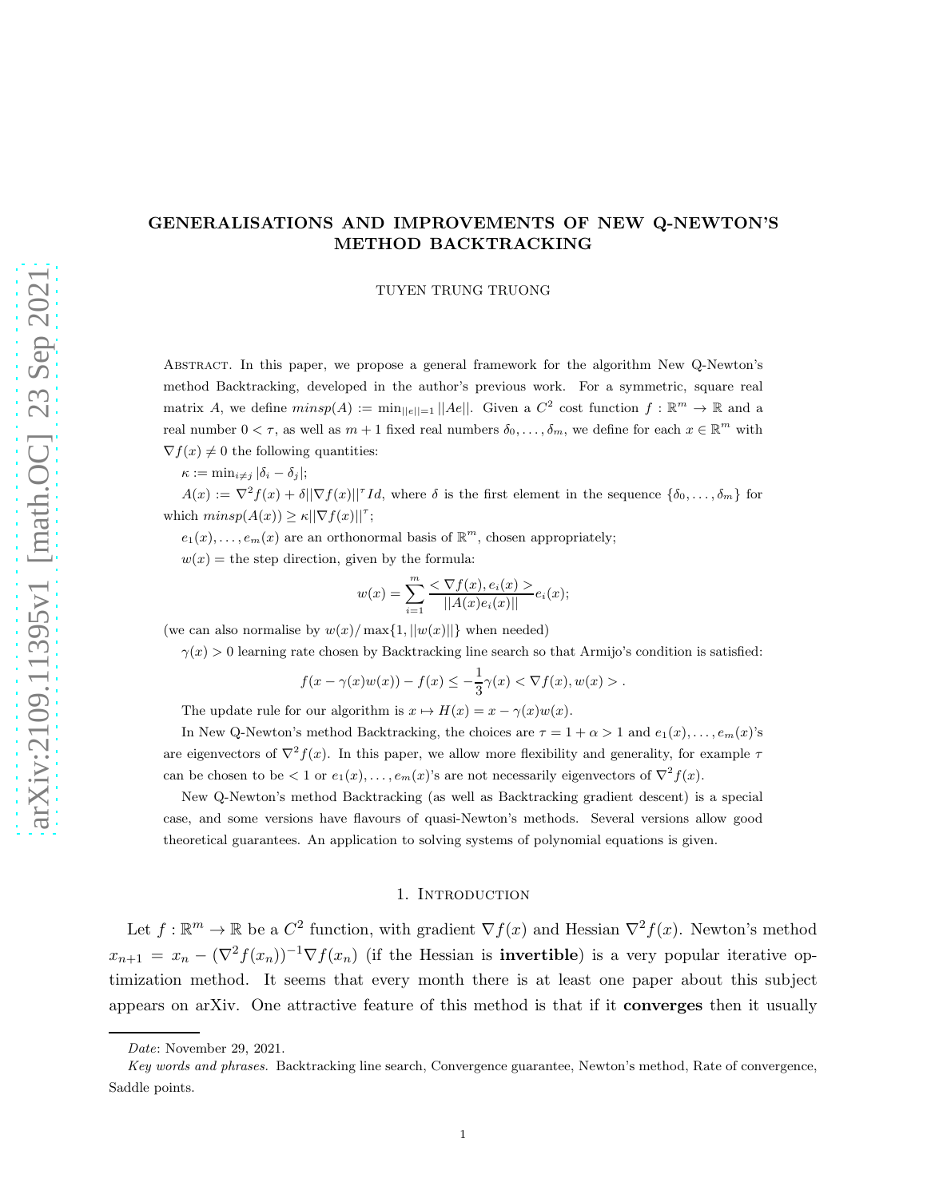# GENERALISATIONS AND IMPROVEMENTS OF NEW Q-NEWTON'S METHOD BACKTRACKING

TUYEN TRUNG TRUONG

Abstract. In this paper, we propose a general framework for the algorithm New Q-Newton's method Backtracking, developed in the author's previous work. For a symmetric, square real matrix $A$, we define $minsp(A) := \min_{||e||=1} ||Ae||$. Given a $C^2$ cost function $f : \mathbb{R}^m \to \mathbb{R}$ and a real number $0 < \tau$, as well as $m+1$ fixed real numbers $\delta_0, \ldots, \delta_m$, we define for each $x \in \mathbb{R}^m$ with $\nabla f(x) \neq 0$ the following quantities:

$\kappa := \min_{i \neq j} |\delta_i - \delta_j|$;

$A(x) := \nabla^2 f(x) + \delta ||\nabla f(x)||^\tau Id$, where $\delta$ is the first element in the sequence $\{\delta_0, \ldots, \delta_m\}$ for which $minsp(A(x)) \geq \kappa ||\nabla f(x)||^\tau$;

$e_1(x), \ldots, e_m(x)$ are an orthonormal basis of $\mathbb{R}^m$, chosen appropriately;

$w(x)$ = the step direction, given by the formula:

$$w(x) = \sum_{i=1}^{m} \frac{< \nabla f(x), e_i(x) >}{||A(x)e_i(x)||} e_i(x);$$

(we can also normalise by $w(x)/\max\{1, ||w(x)||\}$ when needed)

$\gamma(x) > 0$ learning rate chosen by Backtracking line search so that Armijo's condition is satisfied:

$$f(x - \gamma(x)w(x)) - f(x) \leq -\frac{1}{3}\gamma(x) < \nabla f(x), w(x) > .$$

The update rule for our algorithm is $x \mapsto H(x) = x - \gamma(x)w(x)$.

In New Q-Newton's method Backtracking, the choices are $\tau = 1 + \alpha > 1$ and $e_1(x), \ldots, e_m(x)$'s are eigenvectors of $\nabla^2 f(x)$. In this paper, we allow more flexibility and generality, for example $\tau$ can be chosen to be $< 1$ or $e_1(x), \ldots, e_m(x)$'s are not necessarily eigenvectors of $\nabla^2 f(x)$.

New Q-Newton's method Backtracking (as well as Backtracking gradient descent) is a special case, and some versions have flavours of quasi-Newton's methods. Several versions allow good theoretical guarantees. An application to solving systems of polynomial equations is given.

## 1. Introduction

Let $f : \mathbb{R}^m \to \mathbb{R}$ be a $C^2$ function, with gradient $\nabla f(x)$ and Hessian $\nabla^2 f(x)$. Newton's method $x_{n+1} = x_n - (\nabla^2 f(x_n))^{-1} \nabla f(x_n)$ (if the Hessian is **invertible**) is a very popular iterative optimization method. It seems that every month there is at least one paper about this subject appears on arXiv. One attractive feature of this method is that if it **converges** then it usually

*Date*: November 29, 2021.

*Key words and phrases.* Backtracking line search, Convergence guarantee, Newton's method, Rate of convergence, Saddle points.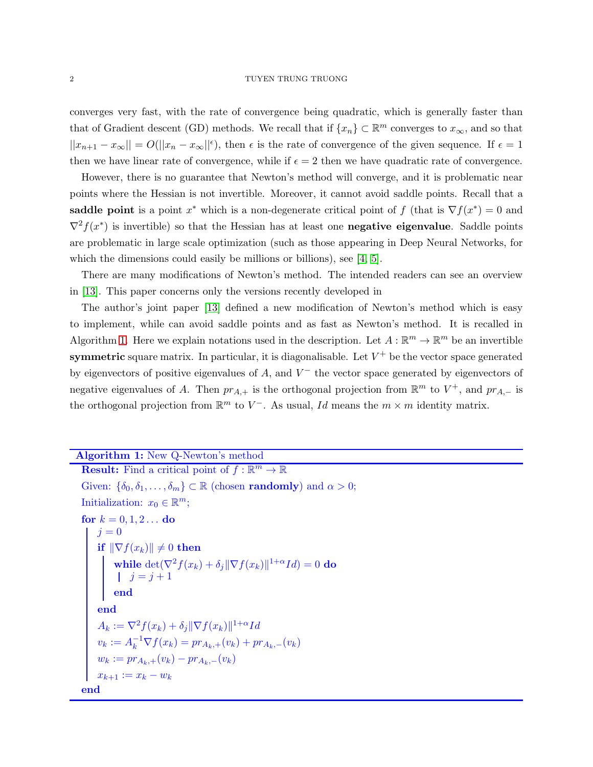converges very fast, with the rate of convergence being quadratic, which is generally faster than that of Gradient descent (GD) methods. We recall that if $\{x_n\} \subset \mathbb{R}^m$ converges to $x_{\infty}$, and so that $||x_{n+1} - x_{\infty}|| = O(||x_n - x_{\infty}||^{\epsilon})$, then $\epsilon$ is the rate of convergence of the given sequence. If $\epsilon = 1$ then we have linear rate of convergence, while if $\epsilon = 2$ then we have quadratic rate of convergence.

However, there is no guarantee that Newton's method will converge, and it is problematic near points where the Hessian is not invertible. Moreover, it cannot avoid saddle points. Recall that a **saddle point** is a point $x^*$ which is a non-degenerate critical point of $f$ (that is $\nabla f(x^*) = 0$ and $\nabla^2 f(x^*)$ is invertible) so that the Hessian has at least one **negative eigenvalue**. Saddle points are problematic in large scale optimization (such as those appearing in Deep Neural Networks, for which the dimensions could easily be millions or billions), see [4, 5].

There are many modifications of Newton's method. The intended readers can see an overview in [13]. This paper concerns only the versions recently developed in

The author's joint paper [13] defined a new modification of Newton's method which is easy to implement, while can avoid saddle points and as fast as Newton's method. It is recalled in Algorithm 1. Here we explain notations used in the description. Let $A : \mathbb{R}^m \rightarrow \mathbb{R}^m$ be an invertible **symmetric** square matrix. In particular, it is diagonalisable. Let $V^+$ be the vector space generated by eigenvectors of positive eigenvalues of $A$, and $V^-$ the vector space generated by eigenvectors of negative eigenvalues of $A$. Then $pr_{A,+}$ is the orthogonal projection from $\mathbb{R}^m$ to $V^+$, and $pr_{A,-}$ is the orthogonal projection from $\mathbb{R}^m$ to $V^-$. As usual, $Id$ means the $m \times m$ identity matrix.

**Algorithm 1:** New Q-Newton's method

**Result:** Find a critical point of $f : \mathbb{R}^m \rightarrow \mathbb{R}$

Given: $\{\delta_0, \delta_1, \ldots, \delta_m\} \subset \mathbb{R}$ (chosen **randomly**) and $\alpha > 0$;

Initialization: $x_0 \in \mathbb{R}^m$;

```
for k = 0, 1, 2 ... do
    j = 0
    if ‖∇f(x_k)‖ ≠ 0 then
        while det(∇²f(x_k) + δ_j ‖∇f(x_k)‖^{1+α} Id) = 0 do
            j = j + 1
        end
    end
    A_k := ∇²f(x_k) + δ_j ‖∇f(x_k)‖^{1+α} Id
    v_k := A_k^{-1} ∇f(x_k) = pr_{A_k,+}(v_k) + pr_{A_k,-}(v_k)
    w_k := pr_{A_k,+}(v_k) − pr_{A_k,-}(v_k)
    x_{k+1} := x_k − w_k
end
```

where:

$$A_k := \nabla^2 f(x_k) + \delta_j \|\nabla f(x_k)\|^{1+\alpha} Id$$

$$v_k := A_k^{-1} \nabla f(x_k) = pr_{A_k,+}(v_k) + pr_{A_k,-}(v_k)$$

$$w_k := pr_{A_k,+}(v_k) - pr_{A_k,-}(v_k)$$

$$x_{k+1} := x_k - w_k$$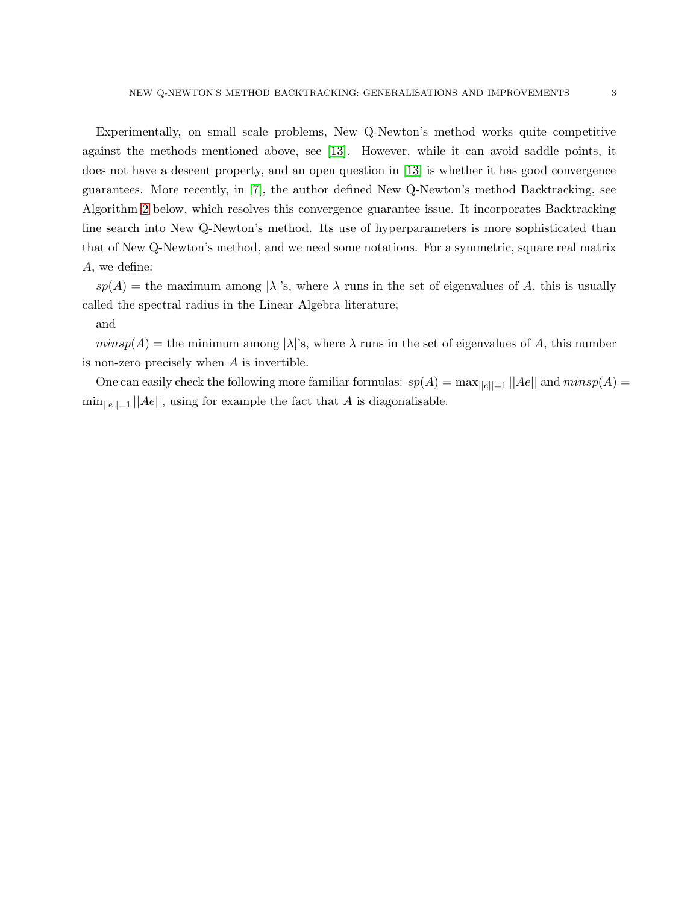Experimentally, on small scale problems, New Q-Newton's method works quite competitive against the methods mentioned above, see [13]. However, while it can avoid saddle points, it does not have a descent property, and an open question in [13] is whether it has good convergence guarantees. More recently, in [7], the author defined New Q-Newton's method Backtracking, see Algorithm 2 below, which resolves this convergence guarantee issue. It incorporates Backtracking line search into New Q-Newton's method. Its use of hyperparameters is more sophisticated than that of New Q-Newton's method, and we need some notations. For a symmetric, square real matrix $A$, we define:

$sp(A)$ = the maximum among $|\lambda|$'s, where $\lambda$ runs in the set of eigenvalues of $A$, this is usually called the spectral radius in the Linear Algebra literature;

and

$minsp(A)$ = the minimum among $|\lambda|$'s, where $\lambda$ runs in the set of eigenvalues of $A$, this number is non-zero precisely when $A$ is invertible.

One can easily check the following more familiar formulas: $sp(A) = \max_{||e||=1} ||Ae||$ and $minsp(A) = \min_{||e||=1} ||Ae||$, using for example the fact that $A$ is diagonalisable.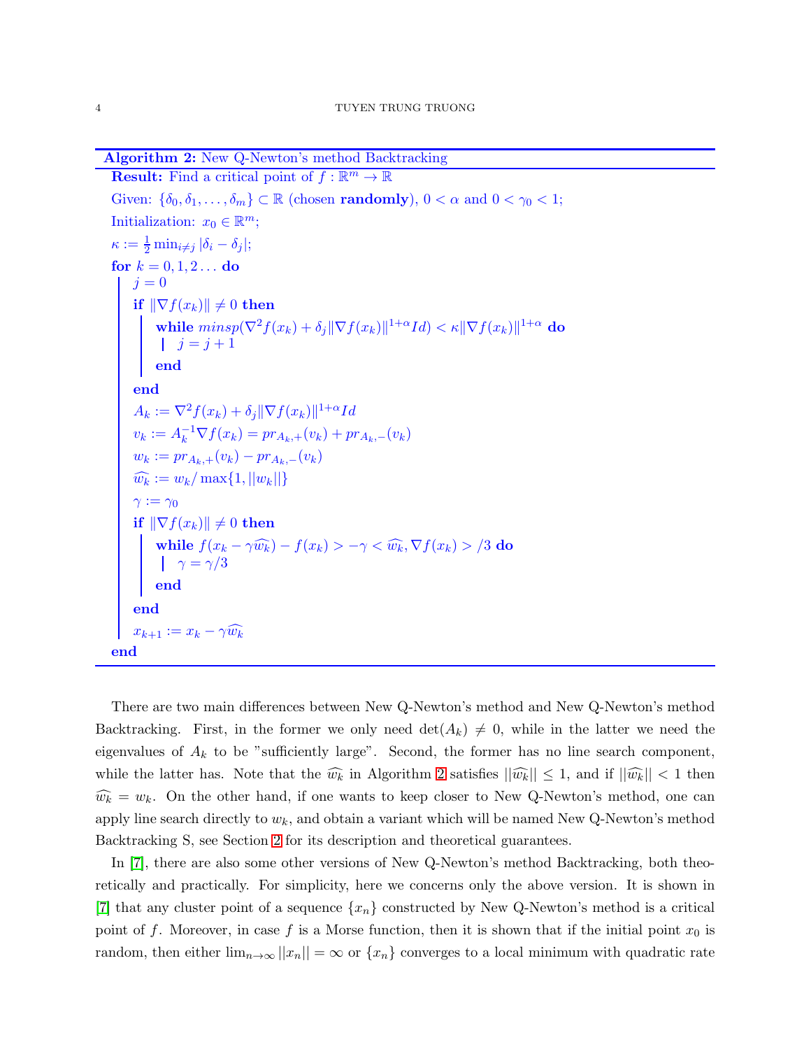**Algorithm 2:** New Q-Newton's method Backtracking

```
Result: Find a critical point of f : R^m → R
Given: {δ_0, δ_1, ..., δ_m} ⊂ R (chosen randomly), 0 < α and 0 < γ_0 < 1;
Initialization: x_0 ∈ R^m;
κ := (1/2) min_{i≠j} |δ_i − δ_j|;
for k = 0, 1, 2 ... do
    j = 0
    if ||∇f(x_k)|| ≠ 0 then
        while minsp(∇²f(x_k) + δ_j ||∇f(x_k)||^{1+α} Id) < κ ||∇f(x_k)||^{1+α} do
            j = j + 1
        end
    end
    A_k := ∇²f(x_k) + δ_j ||∇f(x_k)||^{1+α} Id
    v_k := A_k^{-1} ∇f(x_k) = pr_{A_k,+}(v_k) + pr_{A_k,−}(v_k)
    w_k := pr_{A_k,+}(v_k) − pr_{A_k,−}(v_k)
    ŵ_k := w_k / max{1, ||w_k||}
    γ := γ_0
    if ||∇f(x_k)|| ≠ 0 then
        while f(x_k − γ ŵ_k) − f(x_k) > −γ < ŵ_k, ∇f(x_k) > /3 do
            γ = γ/3
        end
    end
    x_{k+1} := x_k − γ ŵ_k
end
```

There are two main differences between New Q-Newton's method and New Q-Newton's method Backtracking. First, in the former we only need $\det(A_k) \neq 0$, while in the latter we need the eigenvalues of $A_k$ to be "sufficiently large". Second, the former has no line search component, while the latter has. Note that the $\widehat{w_k}$ in Algorithm 2 satisfies $||\widehat{w_k}|| \leq 1$, and if $||\widehat{w_k}|| < 1$ then $\widehat{w_k} = w_k$. On the other hand, if one wants to keep closer to New Q-Newton's method, one can apply line search directly to $w_k$, and obtain a variant which will be named New Q-Newton's method Backtracking S, see Section 2 for its description and theoretical guarantees.

In [7], there are also some other versions of New Q-Newton's method Backtracking, both theoretically and practically. For simplicity, here we concerns only the above version. It is shown in [7] that any cluster point of a sequence $\{x_n\}$ constructed by New Q-Newton's method is a critical point of $f$. Moreover, in case $f$ is a Morse function, then it is shown that if the initial point $x_0$ is random, then either $\lim_{n\to\infty} ||x_n|| = \infty$ or $\{x_n\}$ converges to a local minimum with quadratic rate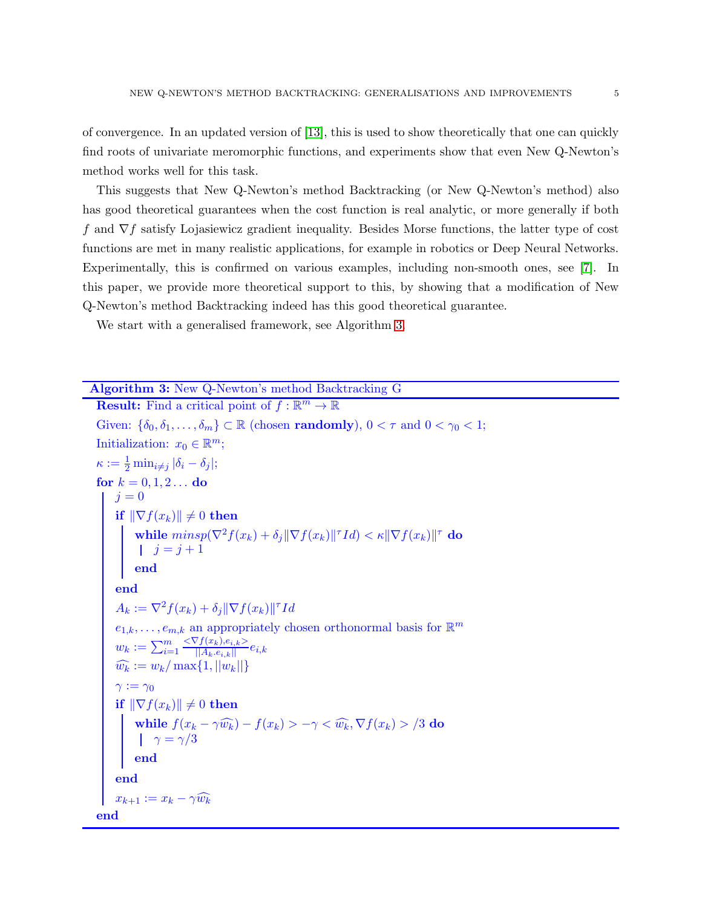of convergence. In an updated version of [13], this is used to show theoretically that one can quickly find roots of univariate meromorphic functions, and experiments show that even New Q-Newton's method works well for this task.

This suggests that New Q-Newton's method Backtracking (or New Q-Newton's method) also has good theoretical guarantees when the cost function is real analytic, or more generally if both $f$ and $\nabla f$ satisfy Lojasiewicz gradient inequality. Besides Morse functions, the latter type of cost functions are met in many realistic applications, for example in robotics or Deep Neural Networks. Experimentally, this is confirmed on various examples, including non-smooth ones, see [7]. In this paper, we provide more theoretical support to this, by showing that a modification of New Q-Newton's method Backtracking indeed has this good theoretical guarantee.

We start with a generalised framework, see Algorithm 3.

**Algorithm 3:** New Q-Newton's method Backtracking G

**Result:** Find a critical point of $f:\mathbb{R}^m\rightarrow \mathbb{R}$

Given: $\{\delta_0,\delta_1,\ldots ,\delta_m\}\subset \mathbb{R}$ (chosen **randomly**), $0<\tau$ and $0<\gamma_0<1$;

Initialization: $x_0\in \mathbb{R}^m$;

$\kappa:=\frac{1}{2}\min_{i\not= j}|\delta _i-\delta _j|$;

**for** $k=0,1,2\ldots$ **do**

&nbsp;&nbsp;&nbsp;&nbsp;$j=0$

&nbsp;&nbsp;&nbsp;&nbsp;**if** $\|\nabla f(x_k)\|\neq 0$ **then**

&nbsp;&nbsp;&nbsp;&nbsp;&nbsp;&nbsp;&nbsp;&nbsp;**while** $minsp(\nabla ^2f(x_k)+\delta _j\|\nabla f(x_k)\|^{\tau}Id)<\kappa \|\nabla f(x_k)\|^{\tau}$ **do**

&nbsp;&nbsp;&nbsp;&nbsp;&nbsp;&nbsp;&nbsp;&nbsp;&nbsp;&nbsp;&nbsp;&nbsp;$j=j+1$

&nbsp;&nbsp;&nbsp;&nbsp;&nbsp;&nbsp;&nbsp;&nbsp;**end**

&nbsp;&nbsp;&nbsp;&nbsp;**end**

&nbsp;&nbsp;&nbsp;&nbsp;$A_k:=\nabla ^2f(x_k)+\delta _j\|\nabla f(x_k)\|^{\tau}Id$

&nbsp;&nbsp;&nbsp;&nbsp;$e_{1,k},\ldots ,e_{m,k}$ an appropriately chosen orthonormal basis for $\mathbb{R}^m$

&nbsp;&nbsp;&nbsp;&nbsp;$w_k:=\sum _{i=1}^m\frac{<\nabla f(x_k),e_{i,k}>}{||A_k.e_{i,k}||}e_{i,k}$

&nbsp;&nbsp;&nbsp;&nbsp;$\widehat{w_k}:=w_k/\max\{1,||w_k||\}$

&nbsp;&nbsp;&nbsp;&nbsp;$\gamma :=\gamma _0$

&nbsp;&nbsp;&nbsp;&nbsp;**if** $\|\nabla f(x_k)\|\neq 0$ **then**

&nbsp;&nbsp;&nbsp;&nbsp;&nbsp;&nbsp;&nbsp;&nbsp;**while** $f(x_k-\gamma \widehat{w_k})-f(x_k)>-\gamma <\widehat{w_k},\nabla f(x_k)>/3$ **do**

&nbsp;&nbsp;&nbsp;&nbsp;&nbsp;&nbsp;&nbsp;&nbsp;&nbsp;&nbsp;&nbsp;&nbsp;$\gamma =\gamma /3$

&nbsp;&nbsp;&nbsp;&nbsp;&nbsp;&nbsp;&nbsp;&nbsp;**end**

&nbsp;&nbsp;&nbsp;&nbsp;**end**

&nbsp;&nbsp;&nbsp;&nbsp;$x_{k+1}:=x_k-\gamma \widehat{w_k}$

**end**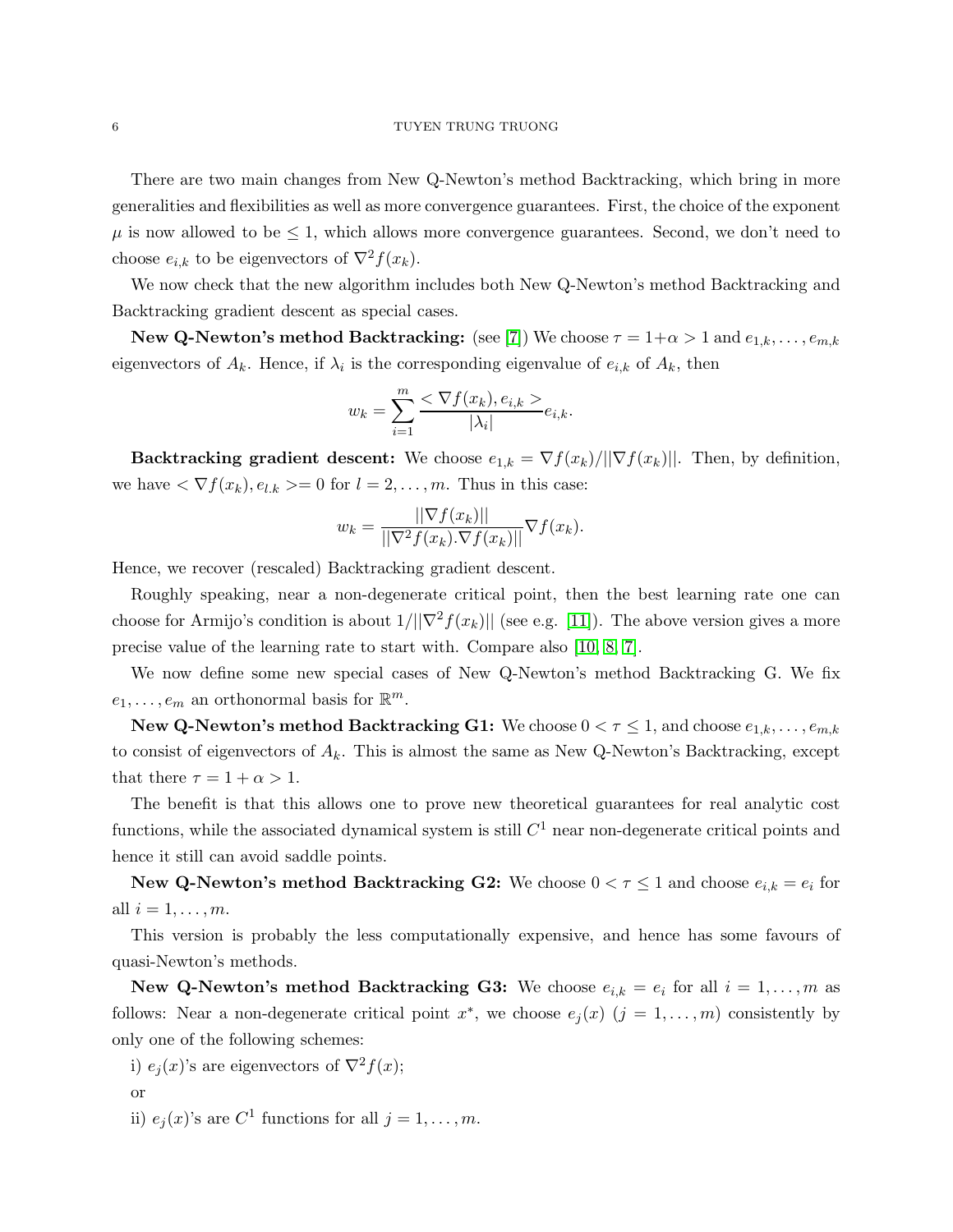There are two main changes from New Q-Newton's method Backtracking, which bring in more generalities and flexibilities as well as more convergence guarantees. First, the choice of the exponent $\mu$ is now allowed to be $\leq 1$, which allows more convergence guarantees. Second, we don't need to choose $e_{i,k}$ to be eigenvectors of $\nabla^2 f(x_k)$.

We now check that the new algorithm includes both New Q-Newton's method Backtracking and Backtracking gradient descent as special cases.

**New Q-Newton's method Backtracking:** (see [7]) We choose $\tau = 1+\alpha > 1$ and $e_{1,k}, \ldots, e_{m,k}$ eigenvectors of $A_k$. Hence, if $\lambda_i$ is the corresponding eigenvalue of $e_{i,k}$ of $A_k$, then

$$w_k = \sum_{i=1}^{m} \frac{< \nabla f(x_k), e_{i,k} >}{|\lambda_i|} e_{i,k}.$$

**Backtracking gradient descent:** We choose $e_{1,k} = \nabla f(x_k)/||\nabla f(x_k)||$. Then, by definition, we have $< \nabla f(x_k), e_{l.k} >= 0$ for $l = 2, \ldots, m$. Thus in this case:

$$w_k = \frac{||\nabla f(x_k)||}{||\nabla^2 f(x_k).\nabla f(x_k)||} \nabla f(x_k).$$

Hence, we recover (rescaled) Backtracking gradient descent.

Roughly speaking, near a non-degenerate critical point, then the best learning rate one can choose for Armijo's condition is about $1/||\nabla^2 f(x_k)||$ (see e.g. [11]). The above version gives a more precise value of the learning rate to start with. Compare also [10, 8, 7].

We now define some new special cases of New Q-Newton's method Backtracking G. We fix $e_1, \ldots, e_m$ an orthonormal basis for $\mathbb{R}^m$.

**New Q-Newton's method Backtracking G1:** We choose $0 < \tau \leq 1$, and choose $e_{1,k}, \ldots, e_{m,k}$ to consist of eigenvectors of $A_k$. This is almost the same as New Q-Newton's Backtracking, except that there $\tau = 1 + \alpha > 1$.

The benefit is that this allows one to prove new theoretical guarantees for real analytic cost functions, while the associated dynamical system is still $C^1$ near non-degenerate critical points and hence it still can avoid saddle points.

**New Q-Newton's method Backtracking G2:** We choose $0 < \tau \leq 1$ and choose $e_{i,k} = e_i$ for all $i = 1, \ldots, m$.

This version is probably the less computationally expensive, and hence has some favours of quasi-Newton's methods.

**New Q-Newton's method Backtracking G3:** We choose $e_{i,k} = e_i$ for all $i = 1, \ldots, m$ as follows: Near a non-degenerate critical point $x^*$, we choose $e_j(x)$ ($j = 1, \ldots, m$) consistently by only one of the following schemes:

i) $e_j(x)$'s are eigenvectors of $\nabla^2 f(x)$;

or

ii) $e_j(x)$'s are $C^1$ functions for all $j = 1, \ldots, m$.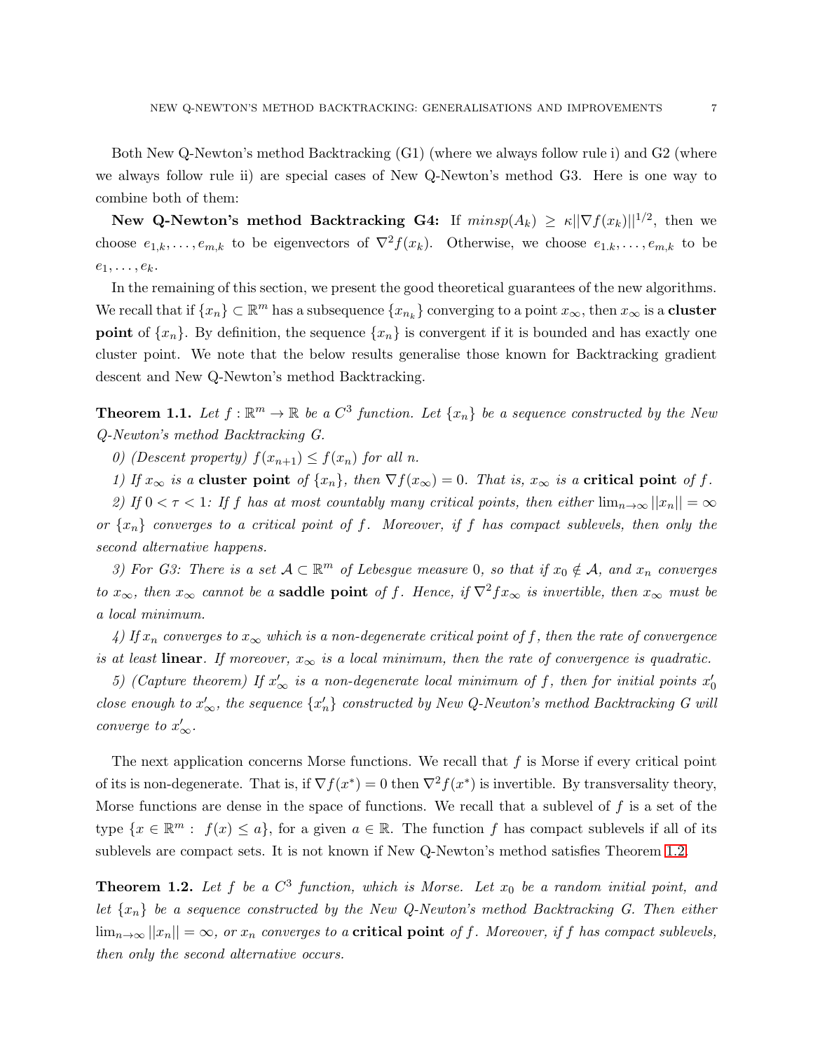Both New Q-Newton's method Backtracking (G1) (where we always follow rule i) and G2 (where we always follow rule ii) are special cases of New Q-Newton's method G3. Here is one way to combine both of them:

**New Q-Newton's method Backtracking G4:** If $minsp(A_k) \geq \kappa||\nabla f(x_k)||^{1/2}$, then we choose $e_{1,k}, \ldots, e_{m,k}$ to be eigenvectors of $\nabla^2 f(x_k)$. Otherwise, we choose $e_{1.k}, \ldots, e_{m,k}$ to be $e_1, \ldots, e_k$.

In the remaining of this section, we present the good theoretical guarantees of the new algorithms. We recall that if $\{x_n\} \subset \mathbb{R}^m$ has a subsequence $\{x_{n_k}\}$ converging to a point $x_\infty$, then $x_\infty$ is a **cluster point** of $\{x_n\}$. By definition, the sequence $\{x_n\}$ is convergent if it is bounded and has exactly one cluster point. We note that the below results generalise those known for Backtracking gradient descent and New Q-Newton's method Backtracking.

**Theorem 1.1.** *Let $f : \mathbb{R}^m \to \mathbb{R}$ be a $C^3$ function. Let $\{x_n\}$ be a sequence constructed by the New Q-Newton's method Backtracking G.*

*0) (Descent property) $f(x_{n+1}) \leq f(x_n)$ for all $n$.*

*1) If $x_\infty$ is a* **cluster point** *of $\{x_n\}$, then $\nabla f(x_\infty) = 0$. That is, $x_\infty$ is a* **critical point** *of $f$.*

*2) If $0 < \tau < 1$: If $f$ has at most countably many critical points, then either $\lim_{n\to\infty} ||x_n|| = \infty$ or $\{x_n\}$ converges to a critical point of $f$. Moreover, if $f$ has compact sublevels, then only the second alternative happens.*

*3) For G3: There is a set $\mathcal{A} \subset \mathbb{R}^m$ of Lebesgue measure 0, so that if $x_0 \notin \mathcal{A}$, and $x_n$ converges to $x_\infty$, then $x_\infty$ cannot be a* **saddle point** *of $f$. Hence, if $\nabla^2 f x_\infty$ is invertible, then $x_\infty$ must be a local minimum.*

*4) If $x_n$ converges to $x_\infty$ which is a non-degenerate critical point of $f$, then the rate of convergence is at least* **linear**. *If moreover, $x_\infty$ is a local minimum, then the rate of convergence is quadratic.*

*5) (Capture theorem) If $x'_\infty$ is a non-degenerate local minimum of $f$, then for initial points $x'_0$ close enough to $x'_\infty$, the sequence $\{x'_n\}$ constructed by New Q-Newton's method Backtracking G will converge to $x'_\infty$.*

The next application concerns Morse functions. We recall that $f$ is Morse if every critical point of its is non-degenerate. That is, if $\nabla f(x^*) = 0$ then $\nabla^2 f(x^*)$ is invertible. By transversality theory, Morse functions are dense in the space of functions. We recall that a sublevel of $f$ is a set of the type $\{x \in \mathbb{R}^m : f(x) \leq a\}$, for a given $a \in \mathbb{R}$. The function $f$ has compact sublevels if all of its sublevels are compact sets. It is not known if New Q-Newton's method satisfies Theorem 1.2.

**Theorem 1.2.** *Let $f$ be a $C^3$ function, which is Morse. Let $x_0$ be a random initial point, and let $\{x_n\}$ be a sequence constructed by the New Q-Newton's method Backtracking G. Then either $\lim_{n\to\infty} ||x_n|| = \infty$, or $x_n$ converges to a* **critical point** *of $f$. Moreover, if $f$ has compact sublevels, then only the second alternative occurs.*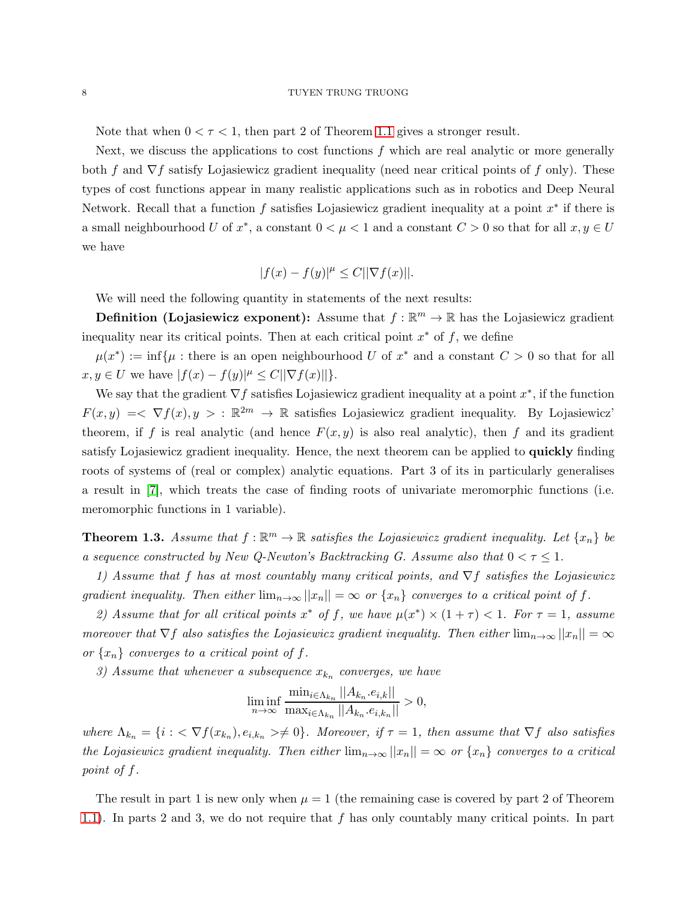Note that when $0 < \tau < 1$, then part 2 of Theorem 1.1 gives a stronger result.

Next, we discuss the applications to cost functions $f$ which are real analytic or more generally both $f$ and $\nabla f$ satisfy Lojasiewicz gradient inequality (need near critical points of $f$ only). These types of cost functions appear in many realistic applications such as in robotics and Deep Neural Network. Recall that a function $f$ satisfies Lojasiewicz gradient inequality at a point $x^*$ if there is a small neighbourhood $U$ of $x^*$, a constant $0 < \mu < 1$ and a constant $C > 0$ so that for all $x, y \in U$ we have

$$|f(x) - f(y)|^{\mu} \leq C||\nabla f(x)||.$$

We will need the following quantity in statements of the next results:

**Definition (Lojasiewicz exponent):** Assume that $f : \mathbb{R}^m \to \mathbb{R}$ has the Lojasiewicz gradient inequality near its critical points. Then at each critical point $x^*$ of $f$, we define

$\mu(x^*) := \inf\{\mu :$ there is an open neighbourhood $U$ of $x^*$ and a constant $C > 0$ so that for all $x, y \in U$ we have $|f(x) - f(y)|^{\mu} \leq C||\nabla f(x)||\}$.

We say that the gradient $\nabla f$ satisfies Lojasiewicz gradient inequality at a point $x^*$, if the function $F(x, y) = <\nabla f(x), y> : \mathbb{R}^{2m} \to \mathbb{R}$ satisfies Lojasiewicz gradient inequality. By Lojasiewicz' theorem, if $f$ is real analytic (and hence $F(x, y)$ is also real analytic), then $f$ and its gradient satisfy Lojasiewicz gradient inequality. Hence, the next theorem can be applied to **quickly** finding roots of systems of (real or complex) analytic equations. Part 3 of its in particularly generalises a result in [7], which treats the case of finding roots of univariate meromorphic functions (i.e. meromorphic functions in 1 variable).

**Theorem 1.3.** *Assume that $f : \mathbb{R}^m \to \mathbb{R}$ satisfies the Lojasiewicz gradient inequality. Let $\{x_n\}$ be a sequence constructed by New Q-Newton's Backtracking G. Assume also that $0 < \tau \leq 1$.*

*1) Assume that $f$ has at most countably many critical points, and $\nabla f$ satisfies the Lojasiewicz gradient inequality. Then either $\lim_{n\to\infty} ||x_n|| = \infty$ or $\{x_n\}$ converges to a critical point of $f$.*

*2) Assume that for all critical points $x^*$ of $f$, we have $\mu(x^*) \times (1 + \tau) < 1$. For $\tau = 1$, assume moreover that $\nabla f$ also satisfies the Lojasiewicz gradient inequality. Then either $\lim_{n\to\infty} ||x_n|| = \infty$ or $\{x_n\}$ converges to a critical point of $f$.*

*3) Assume that whenever a subsequence $x_{k_n}$ converges, we have*

$$\liminf_{n\to\infty} \frac{\min_{i \in \Lambda_{k_n}} ||A_{k_n}.e_{i,k}||}{\max_{i \in \Lambda_{k_n}} ||A_{k_n}.e_{i,k_n}||} > 0,$$

*where $\Lambda_{k_n} = \{i : <\nabla f(x_{k_n}), e_{i,k_n}> \neq 0\}$. Moreover, if $\tau = 1$, then assume that $\nabla f$ also satisfies the Lojasiewicz gradient inequality. Then either $\lim_{n\to\infty} ||x_n|| = \infty$ or $\{x_n\}$ converges to a critical point of $f$.*

The result in part 1 is new only when $\mu = 1$ (the remaining case is covered by part 2 of Theorem 1.1). In parts 2 and 3, we do not require that $f$ has only countably many critical points. In part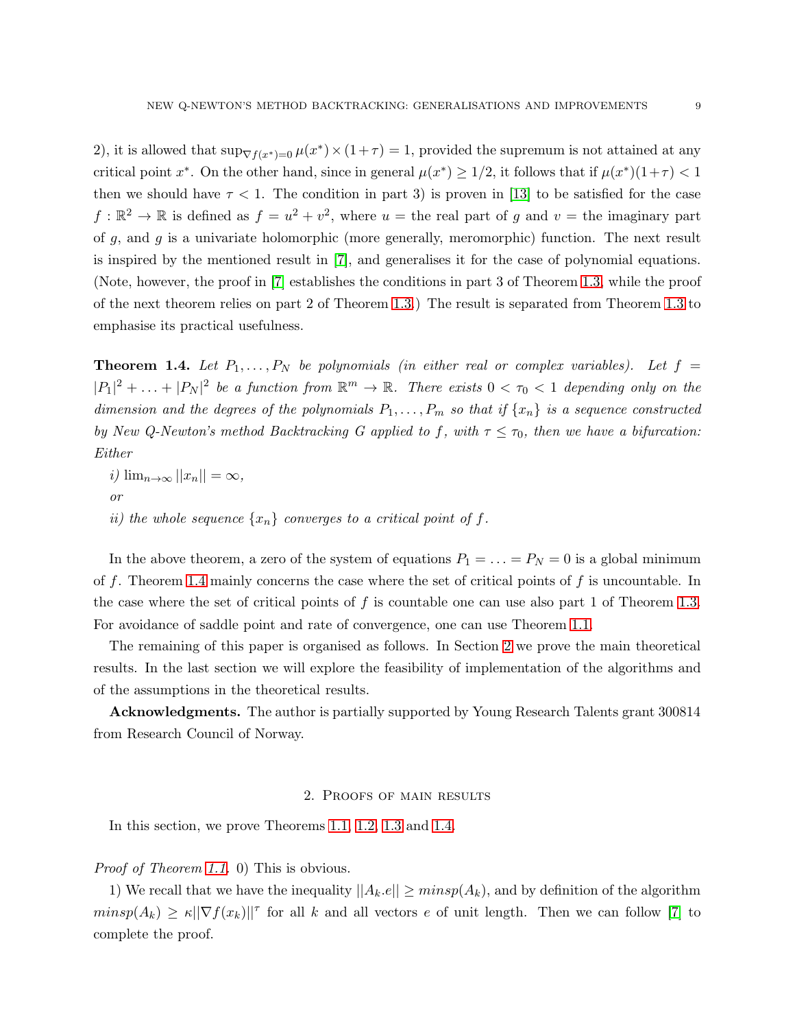2), it is allowed that $\sup_{\nabla f(x^*)=0}\mu(x^*)\times(1+\tau)=1$, provided the supremum is not attained at any critical point $x^*$. On the other hand, since in general $\mu(x^*)\geq 1/2$, it follows that if $\mu(x^*)(1+\tau)<1$ then we should have $\tau<1$. The condition in part 3) is proven in [13] to be satisfied for the case $f:\mathbb{R}^2\rightarrow\mathbb{R}$ is defined as $f=u^2+v^2$, where $u=$ the real part of $g$ and $v=$ the imaginary part of $g$, and $g$ is a univariate holomorphic (more generally, meromorphic) function. The next result is inspired by the mentioned result in [7], and generalises it for the case of polynomial equations. (Note, however, the proof in [7] establishes the conditions in part 3 of Theorem 1.3, while the proof of the next theorem relies on part 2 of Theorem 1.3.) The result is separated from Theorem 1.3 to emphasise its practical usefulness.

**Theorem 1.4.** *Let $P_1,\ldots,P_N$ be polynomials (in either real or complex variables). Let $f=|P_1|^2+\ldots+|P_N|^2$ be a function from $\mathbb{R}^m\rightarrow\mathbb{R}$. There exists $0<\tau_0<1$ depending only on the dimension and the degrees of the polynomials $P_1,\ldots,P_m$ so that if $\{x_n\}$ is a sequence constructed by New Q-Newton's method Backtracking G applied to $f$, with $\tau\leq\tau_0$, then we have a bifurcation: Either*

*i) $\lim_{n\rightarrow\infty}||x_n||=\infty$,*

*or*

*ii) the whole sequence $\{x_n\}$ converges to a critical point of $f$.*

In the above theorem, a zero of the system of equations $P_1=\ldots=P_N=0$ is a global minimum of $f$. Theorem 1.4 mainly concerns the case where the set of critical points of $f$ is uncountable. In the case where the set of critical points of $f$ is countable one can use also part 1 of Theorem 1.3. For avoidance of saddle point and rate of convergence, one can use Theorem 1.1.

The remaining of this paper is organised as follows. In Section 2 we prove the main theoretical results. In the last section we will explore the feasibility of implementation of the algorithms and of the assumptions in the theoretical results.

**Acknowledgments.** The author is partially supported by Young Research Talents grant 300814 from Research Council of Norway.

## 2. Proofs of main results

In this section, we prove Theorems 1.1, 1.2, 1.3 and 1.4.

*Proof of Theorem 1.1.* 0) This is obvious.

1) We recall that we have the inequality $||A_k.e||\geq minsp(A_k)$, and by definition of the algorithm $minsp(A_k)\geq\kappa||\nabla f(x_k)||^\tau$ for all $k$ and all vectors $e$ of unit length. Then we can follow [7] to complete the proof.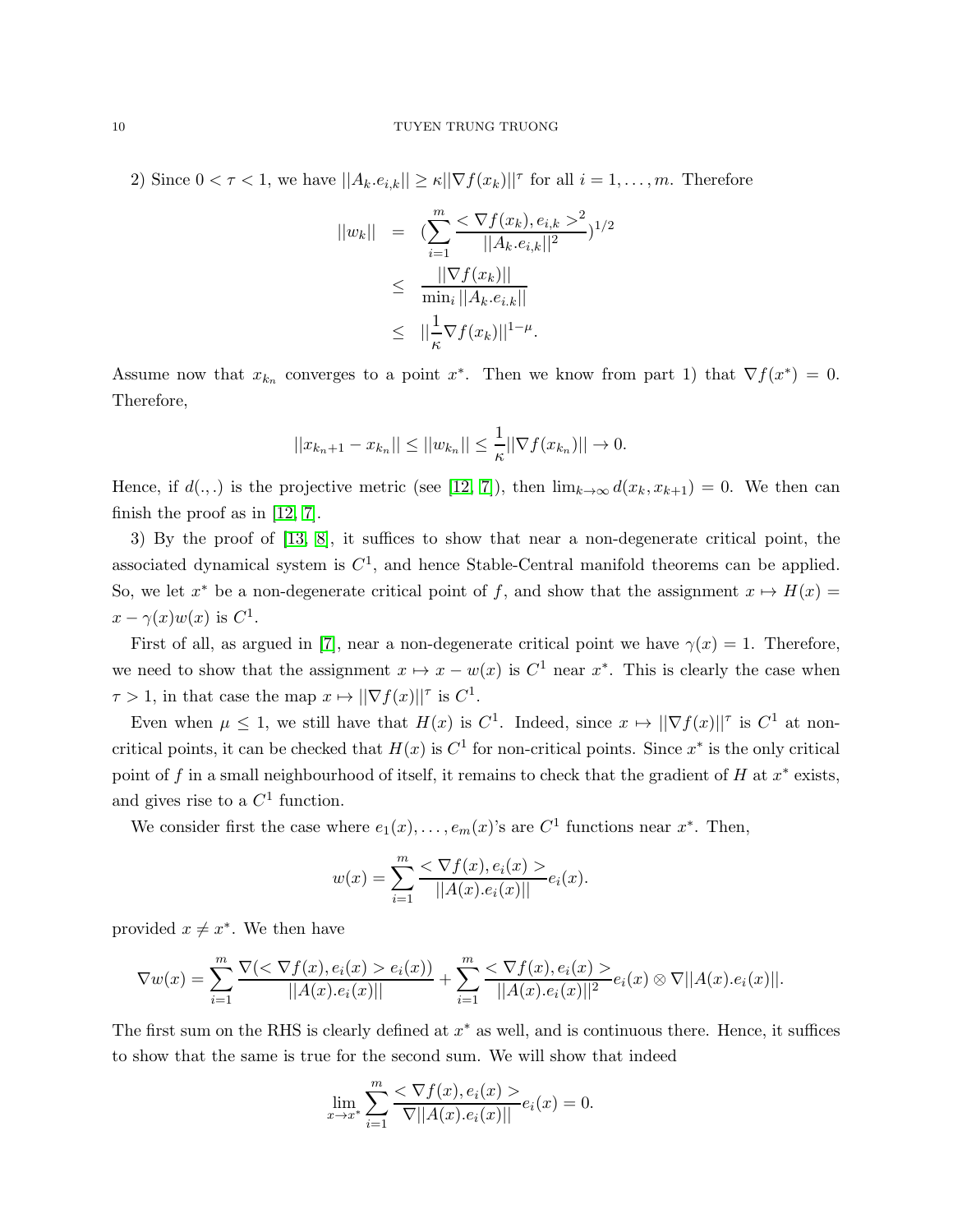2) Since $0 < \tau < 1$, we have $||A_k.e_{i,k}|| \geq \kappa ||\nabla f(x_k)||^\tau$ for all $i = 1, \ldots, m$. Therefore

$$
\begin{aligned}
||w_k|| &= (\sum_{i=1}^{m} \frac{< \nabla f(x_k), e_{i,k} >^2}{||A_k.e_{i,k}||^2})^{1/2} \\
&\leq \frac{||\nabla f(x_k)||}{\min_i ||A_k.e_{i.k}||} \\
&\leq ||\frac{1}{\kappa} \nabla f(x_k)||^{1-\mu}.
\end{aligned}
$$

Assume now that $x_{k_n}$ converges to a point $x^*$. Then we know from part 1) that $\nabla f(x^*) = 0$. Therefore,

$$
||x_{k_n+1} - x_{k_n}|| \leq ||w_{k_n}|| \leq \frac{1}{\kappa} ||\nabla f(x_{k_n})|| \to 0.
$$

Hence, if $d(.,.)$ is the projective metric (see [12, 7]), then $\lim_{k\to\infty} d(x_k, x_{k+1}) = 0$. We then can finish the proof as in [12, 7].

3) By the proof of [13, 8], it suffices to show that near a non-degenerate critical point, the associated dynamical system is $C^1$, and hence Stable-Central manifold theorems can be applied. So, we let $x^*$ be a non-degenerate critical point of $f$, and show that the assignment $x \mapsto H(x) = x - \gamma(x) w(x)$ is $C^1$.

First of all, as argued in [7], near a non-degenerate critical point we have $\gamma(x) = 1$. Therefore, we need to show that the assignment $x \mapsto x - w(x)$ is $C^1$ near $x^*$. This is clearly the case when $\tau > 1$, in that case the map $x \mapsto ||\nabla f(x)||^\tau$ is $C^1$.

Even when $\mu \leq 1$, we still have that $H(x)$ is $C^1$. Indeed, since $x \mapsto ||\nabla f(x)||^\tau$ is $C^1$ at non-critical points, it can be checked that $H(x)$ is $C^1$ for non-critical points. Since $x^*$ is the only critical point of $f$ in a small neighbourhood of itself, it remains to check that the gradient of $H$ at $x^*$ exists, and gives rise to a $C^1$ function.

We consider first the case where $e_1(x), \ldots, e_m(x)$'s are $C^1$ functions near $x^*$. Then,

$$
w(x) = \sum_{i=1}^{m} \frac{< \nabla f(x), e_i(x) >}{||A(x).e_i(x)||} e_i(x).
$$

provided $x \neq x^*$. We then have

$$
\nabla w(x) = \sum_{i=1}^{m} \frac{\nabla (< \nabla f(x), e_i(x) > e_i(x))}{||A(x).e_i(x)||} + \sum_{i=1}^{m} \frac{< \nabla f(x), e_i(x) >}{||A(x).e_i(x)||^2} e_i(x) \otimes \nabla ||A(x).e_i(x)||.
$$

The first sum on the RHS is clearly defined at $x^*$ as well, and is continuous there. Hence, it suffices to show that the same is true for the second sum. We will show that indeed

$$
\lim_{x\to x^*} \sum_{i=1}^{m} \frac{< \nabla f(x), e_i(x) >}{\nabla ||A(x).e_i(x)||} e_i(x) = 0.
$$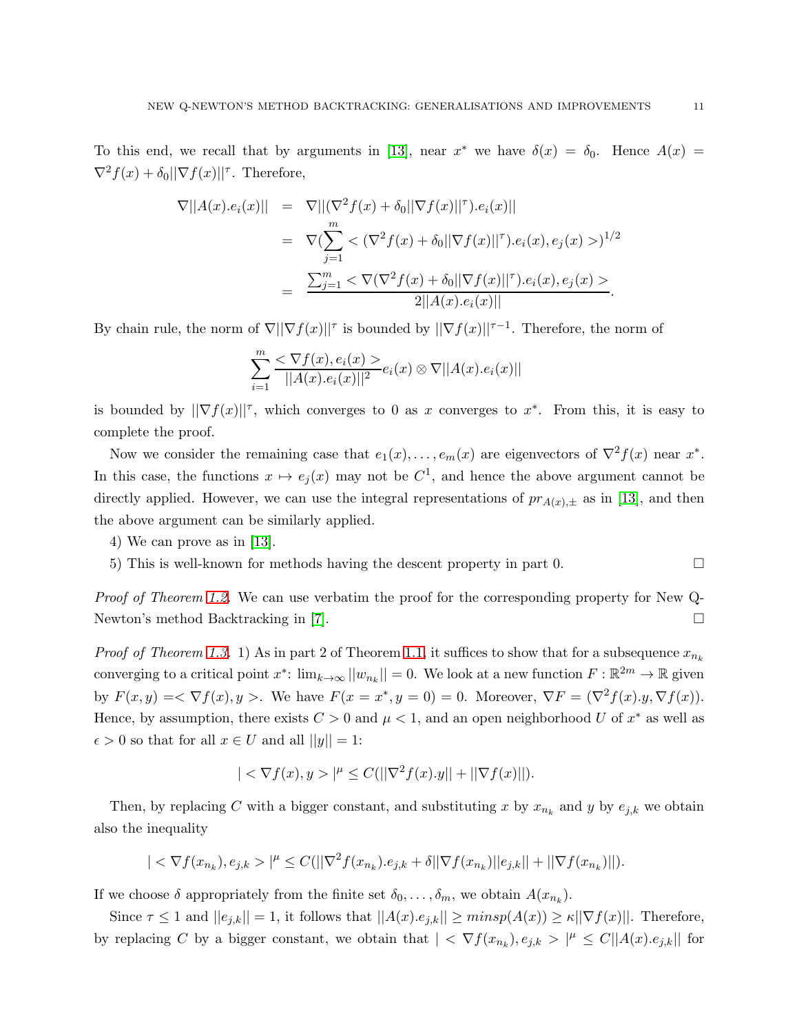To this end, we recall that by arguments in [13], near $x^*$ we have $\delta(x) = \delta_0$. Hence $A(x) = \nabla^2 f(x) + \delta_0 ||\nabla f(x)||^{\tau}$. Therefore,

$$\begin{aligned}
\nabla ||A(x).e_i(x)|| &= \nabla ||(\nabla^2 f(x) + \delta_0 ||\nabla f(x)||^{\tau}).e_i(x)|| \\
&= \nabla (\sum_{j=1}^{m} < (\nabla^2 f(x) + \delta_0 ||\nabla f(x)||^{\tau}).e_i(x), e_j(x) >)^{1/2} \\
&= \frac{\sum_{j=1}^{m} < \nabla (\nabla^2 f(x) + \delta_0 ||\nabla f(x)||^{\tau}).e_i(x), e_j(x) >}{2||A(x).e_i(x)||}.
\end{aligned}$$

By chain rule, the norm of $\nabla ||\nabla f(x)||^{\tau}$ is bounded by $||\nabla f(x)||^{\tau-1}$. Therefore, the norm of

$$\sum_{i=1}^{m} \frac{< \nabla f(x), e_i(x) >}{||A(x).e_i(x)||^2} e_i(x) \otimes \nabla ||A(x).e_i(x)||$$

is bounded by $||\nabla f(x)||^{\tau}$, which converges to 0 as $x$ converges to $x^*$. From this, it is easy to complete the proof.

Now we consider the remaining case that $e_1(x), \ldots, e_m(x)$ are eigenvectors of $\nabla^2 f(x)$ near $x^*$. In this case, the functions $x \mapsto e_j(x)$ may not be $C^1$, and hence the above argument cannot be directly applied. However, we can use the integral representations of $pr_{A(x),\pm}$ as in [13], and then the above argument can be similarly applied.

4) We can prove as in [13].

5) This is well-known for methods having the descent property in part 0. □

*Proof of Theorem 1.2.* We can use verbatim the proof for the corresponding property for New Q-Newton's method Backtracking in [7]. □

*Proof of Theorem 1.3.* 1) As in part 2 of Theorem 1.1, it suffices to show that for a subsequence $x_{n_k}$ converging to a critical point $x^*$: $\lim_{k\rightarrow\infty} ||w_{n_k}|| = 0$. We look at a new function $F : \mathbb{R}^{2m} \rightarrow \mathbb{R}$ given by $F(x, y) =< \nabla f(x), y >$. We have $F(x = x^*, y = 0) = 0$. Moreover, $\nabla F = (\nabla^2 f(x).y, \nabla f(x))$. Hence, by assumption, there exists $C > 0$ and $\mu < 1$, and an open neighborhood $U$ of $x^*$ as well as $\epsilon > 0$ so that for all $x \in U$ and all $||y|| = 1$:

$$| < \nabla f(x), y > |^{\mu} \leq C(||\nabla^2 f(x).y|| + ||\nabla f(x)||).$$

Then, by replacing $C$ with a bigger constant, and substituting $x$ by $x_{n_k}$ and $y$ by $e_{j,k}$ we obtain also the inequality

$$| < \nabla f(x_{n_k}), e_{j,k} > |^{\mu} \leq C(||\nabla^2 f(x_{n_k}).e_{j,k} + \delta ||\nabla f(x_{n_k})|| e_{j,k}|| + ||\nabla f(x_{n_k})||).$$

If we choose $\delta$ appropriately from the finite set $\delta_0, \ldots, \delta_m$, we obtain $A(x_{n_k})$.

Since $\tau \leq 1$ and $||e_{j,k}|| = 1$, it follows that $||A(x).e_{j,k}|| \geq minsp(A(x)) \geq \kappa ||\nabla f(x)||$. Therefore, by replacing $C$ by a bigger constant, we obtain that $| < \nabla f(x_{n_k}), e_{j,k} > |^{\mu} \leq C||A(x).e_{j,k}||$ for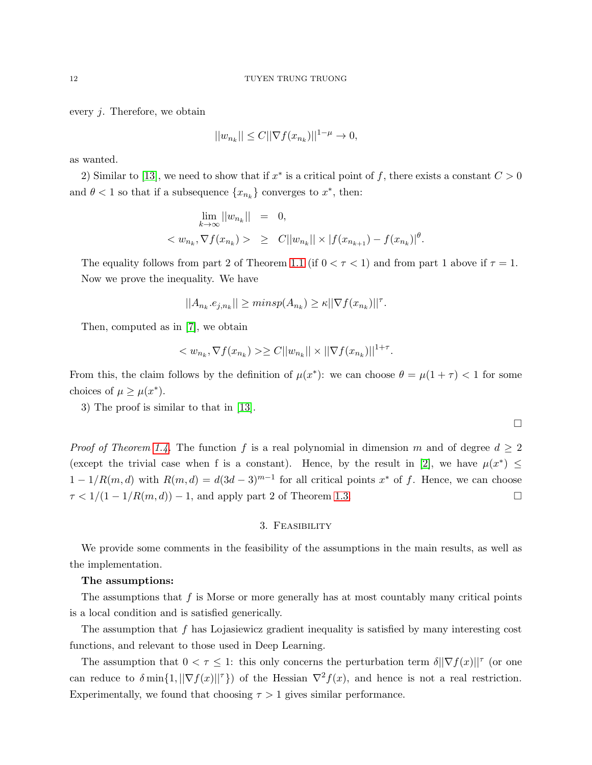every $j$. Therefore, we obtain

$$||w_{n_k}|| \leq C||\nabla f(x_{n_k})||^{1-\mu} \rightarrow 0,$$

as wanted.

2) Similar to [13], we need to show that if $x^*$ is a critical point of $f$, there exists a constant $C > 0$ and $\theta < 1$ so that if a subsequence $\{x_{n_k}\}$ converges to $x^*$, then:

$$\lim_{k\rightarrow\infty} ||w_{n_k}|| = 0,$$
$$< w_{n_k}, \nabla f(x_{n_k}) > \geq C||w_{n_k}|| \times |f(x_{n_{k+1}}) - f(x_{n_k})|^{\theta}.$$

The equality follows from part 2 of Theorem 1.1 (if $0 < \tau < 1$) and from part 1 above if $\tau = 1$. Now we prove the inequality. We have

$$||A_{n_k}.e_{j,n_k}|| \geq minsp(A_{n_k}) \geq \kappa||\nabla f(x_{n_k})||^{\tau}.$$

Then, computed as in [7], we obtain

$$< w_{n_k}, \nabla f(x_{n_k}) > \geq C||w_{n_k}|| \times ||\nabla f(x_{n_k})||^{1+\tau}.$$

From this, the claim follows by the definition of $\mu(x^*)$: we can choose $\theta = \mu(1+\tau) < 1$ for some choices of $\mu \geq \mu(x^*)$.

3) The proof is similar to that in [13].

□

*Proof of Theorem 1.4.* The function $f$ is a real polynomial in dimension $m$ and of degree $d \geq 2$ (except the trivial case when f is a constant). Hence, by the result in [2], we have $\mu(x^*) \leq 1 - 1/R(m,d)$ with $R(m,d) = d(3d-3)^{m-1}$ for all critical points $x^*$ of $f$. Hence, we can choose $\tau < 1/(1 - 1/R(m,d)) - 1$, and apply part 2 of Theorem 1.3. □

## 3. Feasibility

We provide some comments in the feasibility of the assumptions in the main results, as well as the implementation.

**The assumptions:**

The assumptions that $f$ is Morse or more generally has at most countably many critical points is a local condition and is satisfied generically.

The assumption that $f$ has Lojasiewicz gradient inequality is satisfied by many interesting cost functions, and relevant to those used in Deep Learning.

The assumption that $0 < \tau \leq 1$: this only concerns the perturbation term $\delta||\nabla f(x)||^{\tau}$ (or one can reduce to $\delta \min\{1, ||\nabla f(x)||^{\tau}\}$) of the Hessian $\nabla^2 f(x)$, and hence is not a real restriction. Experimentally, we found that choosing $\tau > 1$ gives similar performance.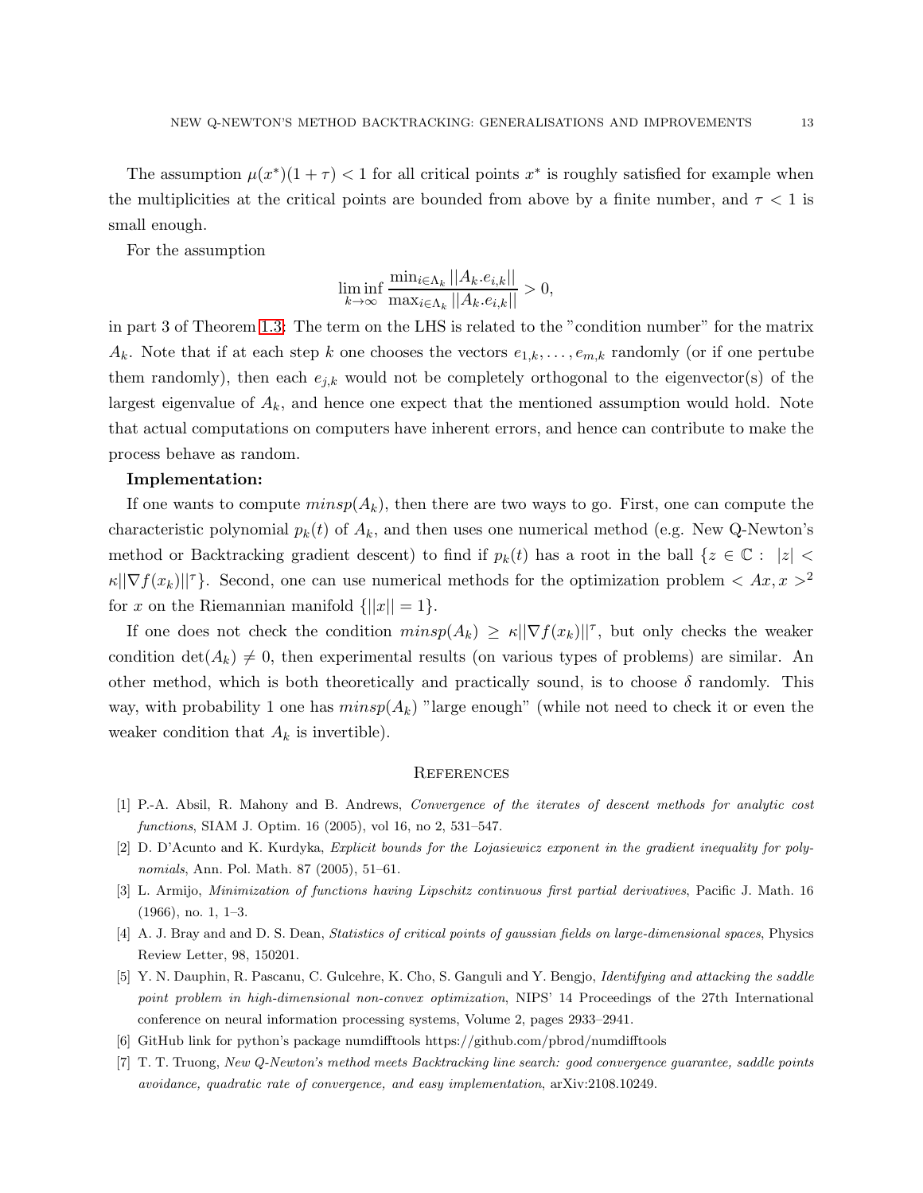The assumption $\mu(x^*)(1+\tau) < 1$ for all critical points $x^*$ is roughly satisfied for example when the multiplicities at the critical points are bounded from above by a finite number, and $\tau < 1$ is small enough.

For the assumption

$$\liminf_{k\rightarrow\infty}\frac{\min_{i\in\Lambda_k}||A_k.e_{i,k}||}{\max_{i\in\Lambda_k}||A_k.e_{i,k}||}>0,$$

in part 3 of Theorem 1.3: The term on the LHS is related to the "condition number" for the matrix $A_k$. Note that if at each step $k$ one chooses the vectors $e_{1,k},\ldots,e_{m,k}$ randomly (or if one pertube them randomly), then each $e_{j,k}$ would not be completely orthogonal to the eigenvector(s) of the largest eigenvalue of $A_k$, and hence one expect that the mentioned assumption would hold. Note that actual computations on computers have inherent errors, and hence can contribute to make the process behave as random.

**Implementation:**

If one wants to compute $minsp(A_k)$, then there are two ways to go. First, one can compute the characteristic polynomial $p_k(t)$ of $A_k$, and then uses one numerical method (e.g. New Q-Newton's method or Backtracking gradient descent) to find if $p_k(t)$ has a root in the ball $\{z\in\mathbb{C}:\ |z|<\kappa||\nabla f(x_k)||^{\tau}\}$. Second, one can use numerical methods for the optimization problem $<Ax,x>^2$ for $x$ on the Riemannian manifold $\{||x||=1\}$.

If one does not check the condition $minsp(A_k)\geq\kappa||\nabla f(x_k)||^{\tau}$, but only checks the weaker condition $\det(A_k)\neq 0$, then experimental results (on various types of problems) are similar. An other method, which is both theoretically and practically sound, is to choose $\delta$ randomly. This way, with probability 1 one has $minsp(A_k)$ "large enough" (while not need to check it or even the weaker condition that $A_k$ is invertible).

## References

[1] P.-A. Absil, R. Mahony and B. Andrews, *Convergence of the iterates of descent methods for analytic cost functions*, SIAM J. Optim. 16 (2005), vol 16, no 2, 531–547.

[2] D. D'Acunto and K. Kurdyka, *Explicit bounds for the Lojasiewicz exponent in the gradient inequality for polynomials*, Ann. Pol. Math. 87 (2005), 51–61.

[3] L. Armijo, *Minimization of functions having Lipschitz continuous first partial derivatives*, Pacific J. Math. 16 (1966), no. 1, 1–3.

[4] A. J. Bray and and D. S. Dean, *Statistics of critical points of gaussian fields on large-dimensional spaces*, Physics Review Letter, 98, 150201.

[5] Y. N. Dauphin, R. Pascanu, C. Gulcehre, K. Cho, S. Ganguli and Y. Bengjo, *Identifying and attacking the saddle point problem in high-dimensional non-convex optimization*, NIPS' 14 Proceedings of the 27th International conference on neural information processing systems, Volume 2, pages 2933–2941.

[6] GitHub link for python's package numdifftools https://github.com/pbrod/numdifftools

[7] T. T. Truong, *New Q-Newton's method meets Backtracking line search: good convergence guarantee, saddle points avoidance, quadratic rate of convergence, and easy implementation*, arXiv:2108.10249.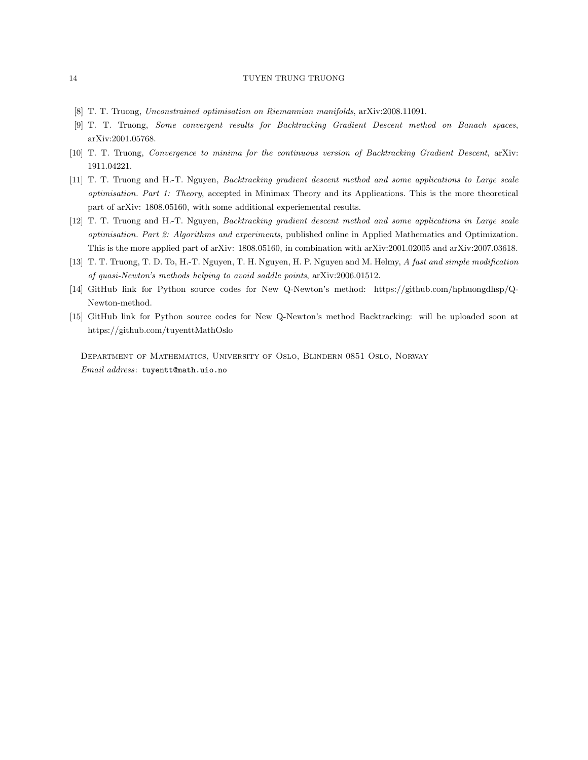[8] T. T. Truong, *Unconstrained optimisation on Riemannian manifolds*, arXiv:2008.11091.

[9] T. T. Truong, *Some convergent results for Backtracking Gradient Descent method on Banach spaces*, arXiv:2001.05768.

[10] T. T. Truong, *Convergence to minima for the continuous version of Backtracking Gradient Descent*, arXiv: 1911.04221.

[11] T. T. Truong and H.-T. Nguyen, *Backtracking gradient descent method and some applications to Large scale optimisation. Part 1: Theory*, accepted in Minimax Theory and its Applications. This is the more theoretical part of arXiv: 1808.05160, with some additional experiemental results.

[12] T. T. Truong and H.-T. Nguyen, *Backtracking gradient descent method and some applications in Large scale optimisation. Part 2: Algorithms and experiments*, published online in Applied Mathematics and Optimization. This is the more applied part of arXiv: 1808.05160, in combination with arXiv:2001.02005 and arXiv:2007.03618.

[13] T. T. Truong, T. D. To, H.-T. Nguyen, T. H. Nguyen, H. P. Nguyen and M. Helmy, *A fast and simple modification of quasi-Newton's methods helping to avoid saddle points*, arXiv:2006.01512.

[14] GitHub link for Python source codes for New Q-Newton's method: https://github.com/hphuongdhsp/Q-Newton-method.

[15] GitHub link for Python source codes for New Q-Newton's method Backtracking: will be uploaded soon at https://github.com/tuyenttMathOslo

Department of Mathematics, University of Oslo, Blindern 0851 Oslo, Norway
*Email address*: `tuyentt@math.uio.no`